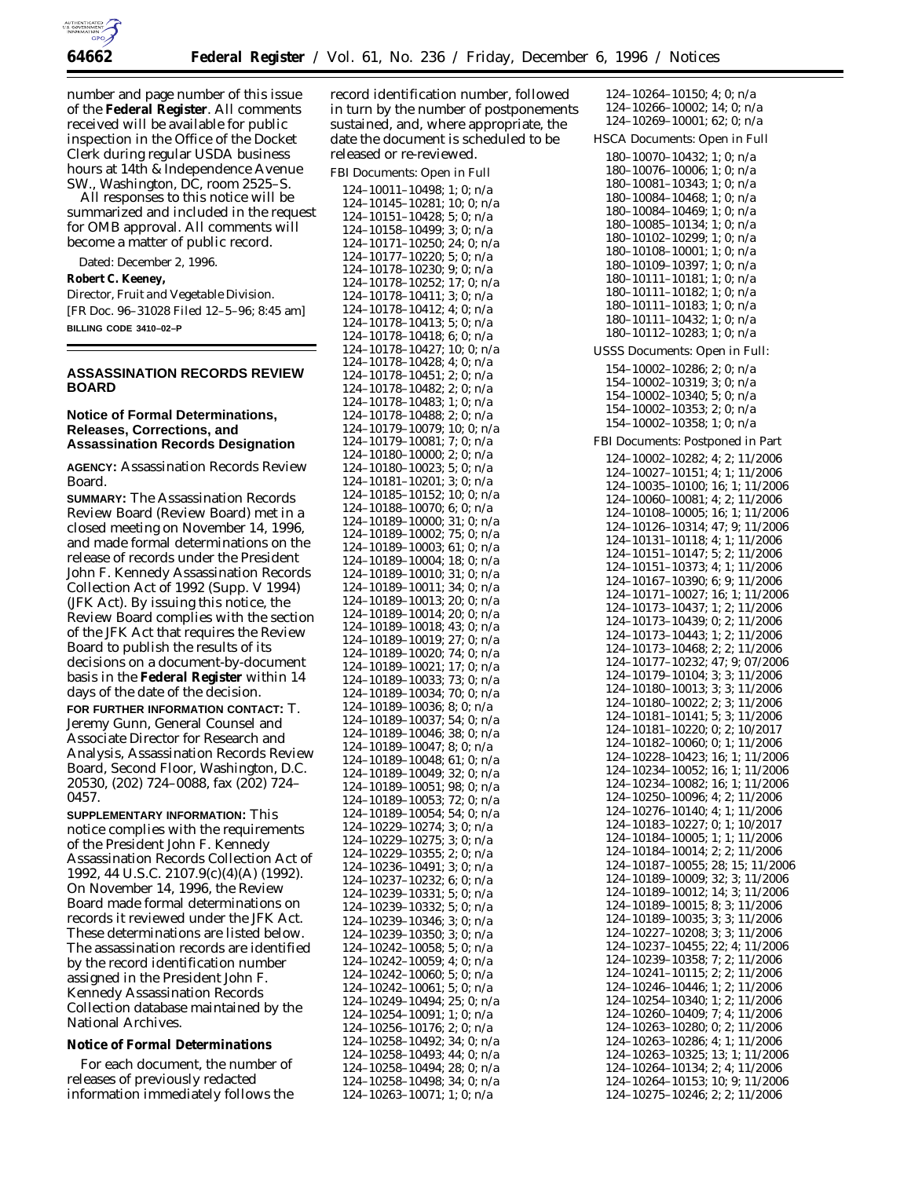number and page number of this issue of the **Federal Register**. All comments received will be available for public inspection in the Office of the Docket Clerk during regular USDA business hours at 14th & Independence Avenue SW., Washington, DC, room 2525–S.

All responses to this notice will be summarized and included in the request for OMB approval. All comments will become a matter of public record.

Dated: December 2, 1996.

**Robert C. Keeney,**

*Director, Fruit and Vegetable Division.*

[FR Doc. 96–31028 Filed 12–5–96; 8:45 am]

**BILLING CODE 3410–02–P**

## ASSASSINATION RECORDS REVIEW BOARD

### Notice of Formal Determinations, Releases, Corrections, and Assassination Records Designation

**AGENCY:** Assassination Records Review Board.

**SUMMARY:** The Assassination Records Review Board (Review Board) met in a closed meeting on November 14, 1996, and made formal determinations on the release of records under the President John F. Kennedy Assassination Records Collection Act of 1992 (Supp. V 1994) (JFK Act). By issuing this notice, the Review Board complies with the section of the JFK Act that requires the Review Board to publish the results of its decisions on a document-by-document basis in the **Federal Register** within 14 days of the date of the decision.

**FOR FURTHER INFORMATION CONTACT:** T. Jeremy Gunn, General Counsel and Associate Director for Research and Analysis, Assassination Records Review Board, Second Floor, Washington, D.C. 20530, (202) 724–0088, fax (202) 724–0457.

**SUPPLEMENTARY INFORMATION:** This notice complies with the requirements of the President John F. Kennedy Assassination Records Collection Act of 1992, 44 U.S.C. 2107.9(c)(4)(A) (1992). On November 14, 1996, the Review Board made formal determinations on records it reviewed under the JFK Act. These determinations are listed below. The assassination records are identified by the record identification number assigned in the President John F. Kennedy Assassination Records Collection database maintained by the National Archives.

**Notice of Formal Determinations**

For each document, the number of releases of previously redacted information immediately follows the record identification number, followed in turn by the number of postponements sustained, and, where appropriate, the date the document is scheduled to be released or re-reviewed.

FBI Documents: Open in Full

124–10011–10498; 1; 0; n/a
124–10145–10281; 10; 0; n/a
124–10151–10428; 5; 0; n/a
124–10158–10499; 3; 0; n/a
124–10171–10250; 24; 0; n/a
124–10177–10220; 5; 0; n/a
124–10178–10230; 9; 0; n/a
124–10178–10252; 17; 0; n/a
124–10178–10411; 3; 0; n/a
124–10178–10412; 4; 0; n/a
124–10178–10413; 5; 0; n/a
124–10178–10418; 6; 0; n/a
124–10178–10427; 10; 0; n/a
124–10178–10428; 4; 0; n/a
124–10178–10451; 2; 0; n/a
124–10178–10482; 2; 0; n/a
124–10178–10483; 1; 0; n/a
124–10178–10488; 2; 0; n/a
124–10179–10079; 10; 0; n/a
124–10179–10081; 7; 0; n/a
124–10180–10000; 2; 0; n/a
124–10180–10023; 5; 0; n/a
124–10181–10201; 3; 0; n/a
124–10185–10152; 10; 0; n/a
124–10188–10070; 6; 0; n/a
124–10189–10000; 31; 0; n/a
124–10189–10002; 75; 0; n/a
124–10189–10003; 61; 0; n/a
124–10189–10004; 18; 0; n/a
124–10189–10010; 31; 0; n/a
124–10189–10011; 34; 0; n/a
124–10189–10013; 20; 0; n/a
124–10189–10014; 20; 0; n/a
124–10189–10018; 43; 0; n/a
124–10189–10019; 27; 0; n/a
124–10189–10020; 74; 0; n/a
124–10189–10021; 17; 0; n/a
124–10189–10033; 73; 0; n/a
124–10189–10034; 70; 0; n/a
124–10189–10036; 8; 0; n/a
124–10189–10037; 54; 0; n/a
124–10189–10046; 38; 0; n/a
124–10189–10047; 8; 0; n/a
124–10189–10048; 61; 0; n/a
124–10189–10049; 32; 0; n/a
124–10189–10051; 98; 0; n/a
124–10189–10053; 72; 0; n/a
124–10189–10054; 54; 0; n/a
124–10229–10274; 3; 0; n/a
124–10229–10275; 3; 0; n/a
124–10229–10355; 2; 0; n/a
124–10236–10491; 3; 0; n/a
124–10237–10232; 6; 0; n/a
124–10239–10331; 5; 0; n/a
124–10239–10332; 5; 0; n/a
124–10239–10346; 3; 0; n/a
124–10239–10350; 3; 0; n/a
124–10242–10058; 5; 0; n/a
124–10242–10059; 4; 0; n/a
124–10242–10060; 5; 0; n/a
124–10242–10061; 5; 0; n/a
124–10249–10494; 25; 0; n/a
124–10254–10091; 1; 0; n/a
124–10256–10176; 2; 0; n/a
124–10258–10492; 34; 0; n/a
124–10258–10493; 44; 0; n/a
124–10258–10494; 28; 0; n/a
124–10258–10498; 34; 0; n/a
124–10263–10071; 1; 0; n/a
124–10264–10150; 4; 0; n/a
124–10266–10002; 14; 0; n/a
124–10269–10001; 62; 0; n/a

HSCA Documents: Open in Full

180–10070–10432; 1; 0; n/a
180–10076–10006; 1; 0; n/a
180–10081–10343; 1; 0; n/a
180–10084–10468; 1; 0; n/a
180–10084–10469; 1; 0; n/a
180–10085–10134; 1; 0; n/a
180–10102–10299; 1; 0; n/a
180–10108–10001; 1; 0; n/a
180–10109–10397; 1; 0; n/a
180–10111–10181; 1; 0; n/a
180–10111–10182; 1; 0; n/a
180–10111–10183; 1; 0; n/a
180–10111–10432; 1; 0; n/a
180–10112–10283; 1; 0; n/a

USSS Documents: Open in Full:

154–10002–10286; 2; 0; n/a
154–10002–10319; 3; 0; n/a
154–10002–10340; 5; 0; n/a
154–10002–10353; 2; 0; n/a
154–10002–10358; 1; 0; n/a

FBI Documents: Postponed in Part

124–10002–10282; 4; 2; 11/2006
124–10027–10151; 4; 1; 11/2006
124–10035–10100; 16; 1; 11/2006
124–10060–10081; 4; 2; 11/2006
124–10108–10005; 16; 1; 11/2006
124–10126–10314; 47; 9; 11/2006
124–10131–10118; 4; 1; 11/2006
124–10151–10147; 5; 2; 11/2006
124–10151–10373; 4; 1; 11/2006
124–10167–10390; 6; 9; 11/2006
124–10171–10027; 16; 1; 11/2006
124–10173–10437; 1; 2; 11/2006
124–10173–10439; 0; 2; 11/2006
124–10173–10443; 1; 2; 11/2006
124–10173–10468; 2; 2; 11/2006
124–10177–10232; 47; 9; 07/2006
124–10179–10104; 3; 3; 11/2006
124–10180–10013; 3; 3; 11/2006
124–10180–10022; 2; 3; 11/2006
124–10181–10141; 5; 3; 11/2006
124–10181–10220; 0; 2; 10/2017
124–10182–10060; 0; 1; 11/2006
124–10228–10423; 16; 1; 11/2006
124–10234–10052; 16; 1; 11/2006
124–10234–10082; 16; 1; 11/2006
124–10250–10096; 4; 2; 11/2006
124–10276–10140; 4; 1; 11/2006
124–10183–10227; 0; 1; 10/2017
124–10184–10005; 1; 1; 11/2006
124–10184–10014; 2; 2; 11/2006
124–10187–10055; 28; 15; 11/2006
124–10189–10009; 32; 3; 11/2006
124–10189–10012; 14; 3; 11/2006
124–10189–10015; 8; 3; 11/2006
124–10189–10035; 3; 3; 11/2006
124–10227–10208; 3; 3; 11/2006
124–10237–10455; 22; 4; 11/2006
124–10239–10358; 7; 2; 11/2006
124–10241–10115; 2; 2; 11/2006
124–10246–10446; 1; 2; 11/2006
124–10254–10340; 1; 2; 11/2006
124–10260–10409; 7; 4; 11/2006
124–10263–10280; 0; 2; 11/2006
124–10263–10286; 4; 1; 11/2006
124–10263–10325; 13; 1; 11/2006
124–10264–10134; 2; 4; 11/2006
124–10264–10153; 10; 9; 11/2006
124–10275–10246; 2; 2; 11/2006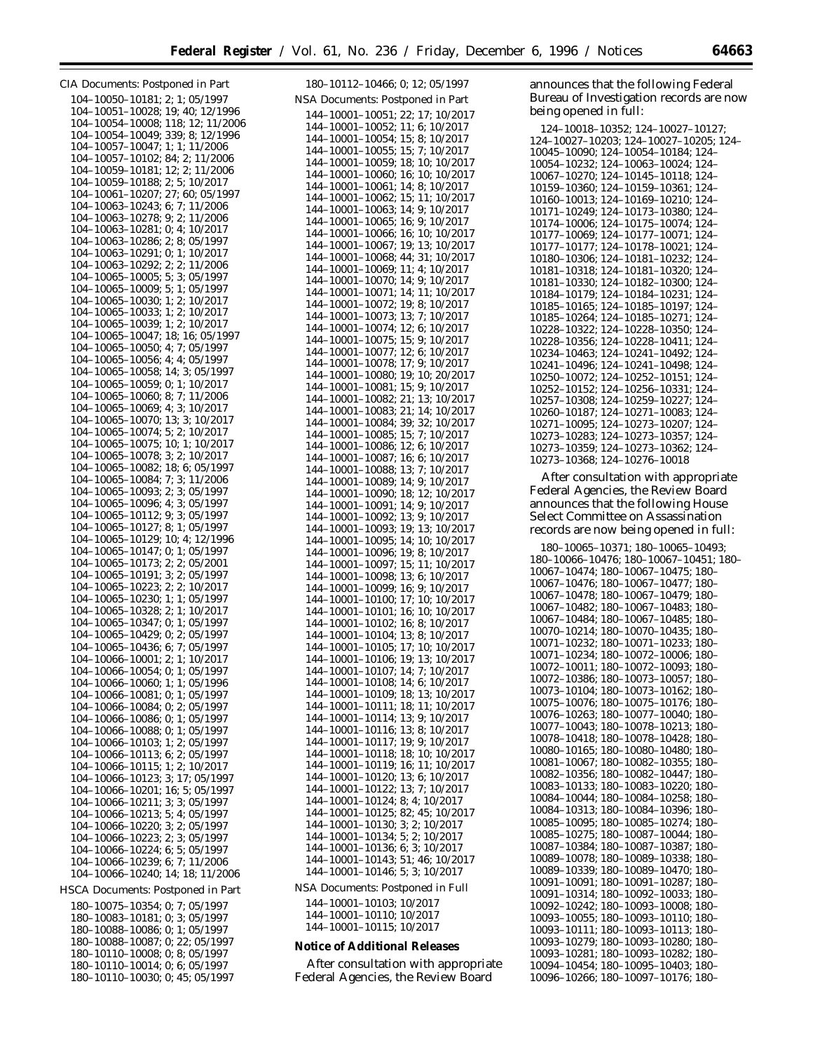CIA Documents: Postponed in Part

104–10050–10181; 2; 1; 05/1997
104–10051–10028; 19; 40; 12/1996
104–10054–10008; 118; 12; 11/2006
104–10054–10049; 339; 8; 12/1996
104–10057–10047; 1; 1; 11/2006
104–10057–10102; 84; 2; 11/2006
104–10059–10181; 12; 2; 11/2006
104–10059–10188; 2; 5; 10/2017
104–10061–10207; 27; 60; 05/1997
104–10063–10243; 6; 7; 11/2006
104–10063–10278; 9; 2; 11/2006
104–10063–10281; 0; 4; 10/2017
104–10063–10286; 2; 8; 05/1997
104–10063–10291; 0; 1; 10/2017
104–10063–10292; 2; 2; 11/2006
104–10065–10005; 5; 3; 05/1997
104–10065–10009; 5; 1; 05/1997
104–10065–10030; 1; 2; 10/2017
104–10065–10033; 1; 2; 10/2017
104–10065–10039; 1; 2; 10/2017
104–10065–10047; 18; 16; 05/1997
104–10065–10050; 4; 7; 05/1997
104–10065–10056; 4; 4; 05/1997
104–10065–10058; 14; 3; 05/1997
104–10065–10059; 0; 1; 10/2017
104–10065–10060; 8; 7; 11/2006
104–10065–10069; 4; 3; 10/2017
104–10065–10070; 13; 3; 10/2017
104–10065–10074; 5; 2; 10/2017
104–10065–10075; 10; 1; 10/2017
104–10065–10078; 3; 2; 10/2017
104–10065–10082; 18; 6; 05/1997
104–10065–10084; 7; 3; 11/2006
104–10065–10093; 2; 3; 05/1997
104–10065–10096; 4; 3; 05/1997
104–10065–10112; 9; 3; 05/1997
104–10065–10127; 8; 1; 05/1997
104–10065–10129; 10; 4; 12/1996
104–10065–10147; 0; 1; 05/1997
104–10065–10173; 2; 2; 05/2001
104–10065–10191; 3; 2; 05/1997
104–10065–10223; 2; 2; 10/2017
104–10065–10230; 1; 1; 05/1997
104–10065–10328; 2; 1; 10/2017
104–10065–10347; 0; 1; 05/1997
104–10065–10429; 0; 2; 05/1997
104–10065–10436; 6; 7; 05/1997
104–10066–10001; 2; 1; 10/2017
104–10066–10054; 0; 1; 05/1997
104–10066–10060; 1; 1; 05/1996
104–10066–10081; 0; 1; 05/1997
104–10066–10084; 0; 2; 05/1997
104–10066–10086; 0; 1; 05/1997
104–10066–10088; 0; 1; 05/1997
104–10066–10103; 1; 2; 05/1997
104–10066–10113; 6; 2; 05/1997
104–10066–10115; 1; 2; 10/2017
104–10066–10123; 3; 17; 05/1997
104–10066–10201; 16; 5; 05/1997
104–10066–10211; 3; 3; 05/1997
104–10066–10213; 5; 4; 05/1997
104–10066–10220; 3; 2; 05/1997
104–10066–10223; 2; 3; 05/1997
104–10066–10224; 6; 5; 05/1997
104–10066–10239; 6; 7; 11/2006
104–10066–10240; 14; 18; 11/2006

HSCA Documents: Postponed in Part

180–10075–10354; 0; 7; 05/1997
180–10083–10181; 0; 3; 05/1997
180–10088–10086; 0; 1; 05/1997
180–10088–10087; 0; 22; 05/1997
180–10110–10008; 0; 8; 05/1997
180–10110–10014; 0; 6; 05/1997
180–10110–10030; 0; 45; 05/1997
180–10112–10466; 0; 12; 05/1997

NSA Documents: Postponed in Part

144–10001–10051; 22; 17; 10/2017
144–10001–10052; 11; 6; 10/2017
144–10001–10054; 15; 8; 10/2017
144–10001–10055; 15; 7; 10/2017
144–10001–10059; 18; 10; 10/2017
144–10001–10060; 16; 10; 10/2017
144–10001–10061; 14; 8; 10/2017
144–10001–10062; 15; 11; 10/2017
144–10001–10063; 14; 9; 10/2017
144–10001–10065; 16; 9; 10/2017
144–10001–10066; 16; 10; 10/2017
144–10001–10067; 19; 13; 10/2017
144–10001–10068; 44; 31; 10/2017
144–10001–10069; 11; 4; 10/2017
144–10001–10070; 14; 9; 10/2017
144–10001–10071; 14; 11; 10/2017
144–10001–10072; 19; 8; 10/2017
144–10001–10073; 13; 7; 10/2017
144–10001–10074; 12; 6; 10/2017
144–10001–10075; 15; 9; 10/2017
144–10001–10077; 12; 6; 10/2017
144–10001–10078; 17; 9; 10/2017
144–10001–10080; 19; 10; 20/2017
144–10001–10081; 15; 9; 10/2017
144–10001–10082; 21; 13; 10/2017
144–10001–10083; 21; 14; 10/2017
144–10001–10084; 39; 32; 10/2017
144–10001–10085; 15; 7; 10/2017
144–10001–10086; 12; 6; 10/2017
144–10001–10087; 16; 6; 10/2017
144–10001–10088; 13; 7; 10/2017
144–10001–10089; 14; 9; 10/2017
144–10001–10090; 18; 12; 10/2017
144–10001–10091; 14; 9; 10/2017
144–10001–10092; 13; 9; 10/2017
144–10001–10093; 19; 13; 10/2017
144–10001–10095; 14; 10; 10/2017
144–10001–10096; 19; 8; 10/2017
144–10001–10097; 15; 11; 10/2017
144–10001–10098; 13; 6; 10/2017
144–10001–10099; 16; 9; 10/2017
144–10001–10100; 17; 10; 10/2017
144–10001–10101; 16; 10; 10/2017
144–10001–10102; 16; 8; 10/2017
144–10001–10104; 13; 8; 10/2017
144–10001–10105; 17; 10; 10/2017
144–10001–10106; 19; 13; 10/2017
144–10001–10107; 14; 7; 10/2017
144–10001–10108; 14; 6; 10/2017
144–10001–10109; 18; 13; 10/2017
144–10001–10111; 18; 11; 10/2017
144–10001–10114; 13; 9; 10/2017
144–10001–10116; 13; 8; 10/2017
144–10001–10117; 19; 9; 10/2017
144–10001–10118; 18; 10; 10/2017
144–10001–10119; 16; 11; 10/2017
144–10001–10120; 13; 6; 10/2017
144–10001–10122; 13; 7; 10/2017
144–10001–10124; 8; 4; 10/2017
144–10001–10125; 82; 45; 10/2017
144–10001–10130; 3; 2; 10/2017
144–10001–10134; 5; 2; 10/2017
144–10001–10136; 6; 3; 10/2017
144–10001–10143; 51; 46; 10/2017
144–10001–10146; 5; 3; 10/2017

NSA Documents: Postponed in Full

144–10001–10103; 10/2017
144–10001–10110; 10/2017
144–10001–10115; 10/2017

**Notice of Additional Releases**

After consultation with appropriate Federal Agencies, the Review Board announces that the following Federal Bureau of Investigation records are now being opened in full:

124–10018–10352; 124–10027–10127; 124–10027–10203; 124–10027–10205; 124–10045–10090; 124–10054–10184; 124–10054–10232; 124–10063–10024; 124–10067–10270; 124–10145–10118; 124–10159–10360; 124–10159–10361; 124–10160–10013; 124–10169–10210; 124–10171–10249; 124–10173–10380; 124–10174–10006; 124–10175–10074; 124–10177–10069; 124–10177–10071; 124–10177–10177; 124–10178–10021; 124–10180–10306; 124–10181–10232; 124–10181–10318; 124–10181–10320; 124–10181–10330; 124–10182–10300; 124–10184–10179; 124–10184–10231; 124–10185–10165; 124–10185–10197; 124–10185–10264; 124–10185–10271; 124–10228–10322; 124–10228–10350; 124–10228–10356; 124–10228–10411; 124–10234–10463; 124–10241–10492; 124–10241–10496; 124–10241–10498; 124–10250–10072; 124–10252–10151; 124–10252–10152; 124–10256–10331; 124–10257–10308; 124–10259–10227; 124–10260–10187; 124–10271–10083; 124–10271–10095; 124–10273–10207; 124–10273–10283; 124–10273–10357; 124–10273–10359; 124–10273–10362; 124–10273–10368; 124–10276–10018

After consultation with appropriate Federal Agencies, the Review Board announces that the following House Select Committee on Assassination records are now being opened in full:

180–10065–10371; 180–10065–10493; 180–10066–10476; 180–10067–10451; 180–10067–10474; 180–10067–10475; 180–10067–10476; 180–10067–10477; 180–10067–10478; 180–10067–10479; 180–10067–10482; 180–10067–10483; 180–10067–10484; 180–10067–10485; 180–10070–10214; 180–10070–10435; 180–10071–10232; 180–10071–10233; 180–10071–10234; 180–10072–10006; 180–10072–10011; 180–10072–10093; 180–10072–10386; 180–10073–10057; 180–10073–10104; 180–10073–10162; 180–10075–10076; 180–10075–10176; 180–10076–10263; 180–10077–10040; 180–10077–10043; 180–10078–10213; 180–10078–10418; 180–10078–10428; 180–10080–10165; 180–10080–10480; 180–10081–10067; 180–10082–10355; 180–10082–10356; 180–10082–10447; 180–10083–10133; 180–10083–10220; 180–10084–10044; 180–10084–10258; 180–10084–10313; 180–10084–10396; 180–10085–10095; 180–10085–10274; 180–10085–10275; 180–10087–10044; 180–10087–10384; 180–10087–10387; 180–10089–10078; 180–10089–10338; 180–10089–10339; 180–10089–10470; 180–10091–10091; 180–10091–10287; 180–10091–10314; 180–10092–10033; 180–10092–10242; 180–10093–10008; 180–10093–10055; 180–10093–10110; 180–10093–10111; 180–10093–10113; 180–10093–10279; 180–10093–10280; 180–10093–10281; 180–10093–10282; 180–10094–10454; 180–10095–10403; 180–10096–10266; 180–10097–10176; 180–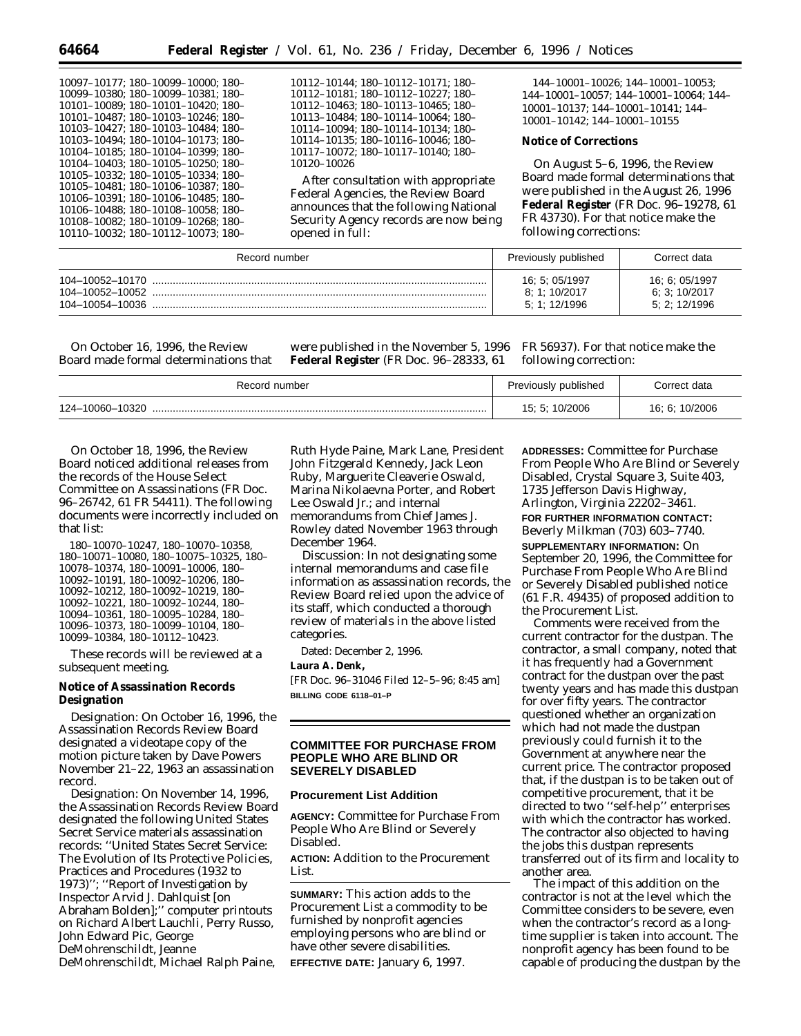10097–10177; 180–10099–10000; 180–10099–10380; 180–10099–10381; 180–10101–10089; 180–10101–10420; 180–10101–10487; 180–10103–10246; 180–10103–10427; 180–10103–10484; 180–10103–10494; 180–10104–10173; 180–10104–10185; 180–10104–10399; 180–10104–10403; 180–10105–10250; 180–10105–10332; 180–10105–10334; 180–10105–10481; 180–10106–10387; 180–10106–10391; 180–10106–10485; 180–10106–10488; 180–10108–10058; 180–10108–10082; 180–10109–10268; 180–10110–10032; 180–10112–10073; 180–10112–10144; 180–10112–10171; 180–10112–10181; 180–10112–10227; 180–10112–10463; 180–10113–10465; 180–10113–10484; 180–10114–10064; 180–10114–10094; 180–10114–10134; 180–10114–10135; 180–10116–10046; 180–10117–10072; 180–10117–10140; 180–10120–10026

After consultation with appropriate Federal Agencies, the Review Board announces that the following National Security Agency records are now being opened in full:

144–10001–10026; 144–10001–10053; 144–10001–10057; 144–10001–10064; 144–10001–10137; 144–10001–10141; 144–10001–10142; 144–10001–10155

**Notice of Corrections**

On August 5–6, 1996, the Review Board made formal determinations that were published in the August 26, 1996 **Federal Register** (FR Doc. 96–19278, 61 FR 43730). For that notice make the following corrections:

| Record number | Previously published | Correct data |
|---|---|---|
| 104–10052–10170 | 16; 5; 05/1997 | 16; 6; 05/1997 |
| 104–10052–10052 | 8; 1; 10/2017 | 6; 3; 10/2017 |
| 104–10054–10036 | 5; 1; 12/1996 | 5; 2; 12/1996 |

On October 16, 1996, the Review Board made formal determinations that were published in the November 5, 1996 **Federal Register** (FR Doc. 96–28333, 61 FR 56937). For that notice make the following correction:

| Record number | Previously published | Correct data |
|---|---|---|
| 124–10060–10320 | 15; 5; 10/2006 | 16; 6; 10/2006 |

On October 18, 1996, the Review Board noticed additional releases from the records of the House Select Committee on Assassinations (FR Doc. 96–26742, 61 FR 54411). The following documents were incorrectly included on that list:

180–10070–10247, 180–10070–10358, 180–10071–10080, 180–10075–10325, 180–10078–10374, 180–10091–10006, 180–10092–10191, 180–10092–10206, 180–10092–10212, 180–10092–10219, 180–10092–10221, 180–10092–10244, 180–10094–10361, 180–10095–10284, 180–10096–10373, 180–10099–10104, 180–10099–10384, 180–10112–10423.

These records will be reviewed at a subsequent meeting.

**Notice of Assassination Records Designation**

*Designation:* On October 16, 1996, the Assassination Records Review Board designated a videotape copy of the motion picture taken by Dave Powers November 21–22, 1963 an assassination record.

*Designation:* On November 14, 1996, the Assassination Records Review Board designated the following United States Secret Service materials assassination records: ''United States Secret Service: The Evolution of Its Protective Policies, Practices and Procedures (1932 to 1973)''; ''Report of Investigation by Inspector Arvid J. Dahlquist [on Abraham Bolden];'' computer printouts on Richard Albert Lauchli, Perry Russo, John Edward Pic, George DeMohrenschildt, Jeanne DeMohrenschildt, Michael Ralph Paine, Ruth Hyde Paine, Mark Lane, President John Fitzgerald Kennedy, Jack Leon Ruby, Marguerite Cleaverie Oswald, Marina Nikolaevna Porter, and Robert Lee Oswald Jr.; and internal memorandums from Chief James J. Rowley dated November 1963 through December 1964.

*Discussion:* In not designating some internal memorandums and case file information as assassination records, the Review Board relied upon the advice of its staff, which conducted a thorough review of materials in the above listed categories.

Dated: December 2, 1996.

**Laura A. Denk,**

[FR Doc. 96–31046 Filed 12–5–96; 8:45 am]

**BILLING CODE 6118–01–P**

## COMMITTEE FOR PURCHASE FROM PEOPLE WHO ARE BLIND OR SEVERELY DISABLED

### Procurement List Addition

**AGENCY:** Committee for Purchase From People Who Are Blind or Severely Disabled.

**ACTION:** Addition to the Procurement List.

**SUMMARY:** This action adds to the Procurement List a commodity to be furnished by nonprofit agencies employing persons who are blind or have other severe disabilities.

**EFFECTIVE DATE:** January 6, 1997.

**ADDRESSES:** Committee for Purchase From People Who Are Blind or Severely Disabled, Crystal Square 3, Suite 403, 1735 Jefferson Davis Highway, Arlington, Virginia 22202–3461.

**FOR FURTHER INFORMATION CONTACT:** Beverly Milkman (703) 603–7740.

**SUPPLEMENTARY INFORMATION:** On September 20, 1996, the Committee for Purchase From People Who Are Blind or Severely Disabled published notice (61 F.R. 49435) of proposed addition to the Procurement List.

Comments were received from the current contractor for the dustpan. The contractor, a small company, noted that it has frequently had a Government contract for the dustpan over the past twenty years and has made this dustpan for over fifty years. The contractor questioned whether an organization which had not made the dustpan previously could furnish it to the Government at anywhere near the current price. The contractor proposed that, if the dustpan is to be taken out of competitive procurement, that it be directed to two ''self-help'' enterprises with which the contractor has worked. The contractor also objected to having the jobs this dustpan represents transferred out of its firm and locality to another area.

The impact of this addition on the contractor is not at the level which the Committee considers to be severe, even when the contractor's record as a long-time supplier is taken into account. The nonprofit agency has been found to be capable of producing the dustpan by the